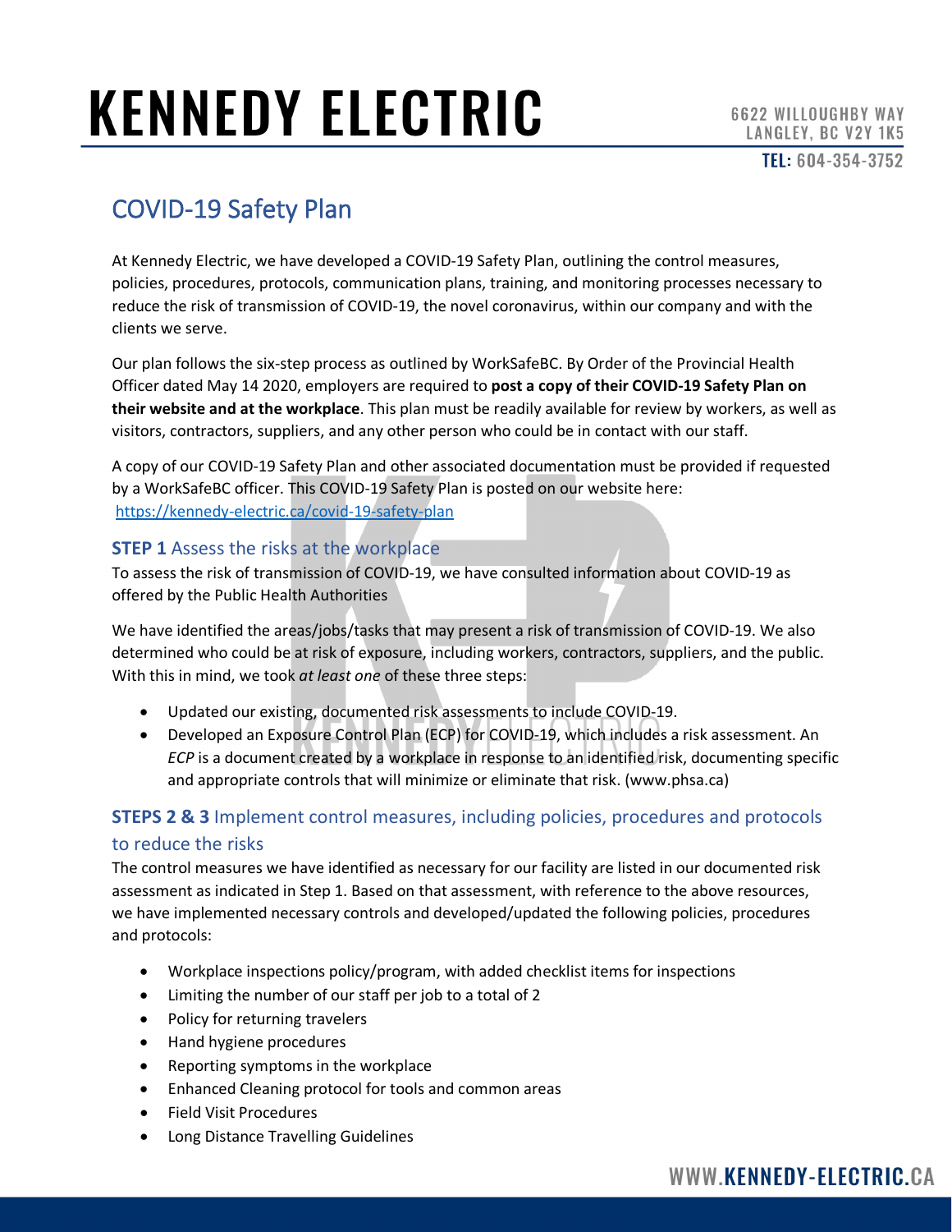# KENNEDY ELECTRIC

6622 WILLOUGHBY WAY
LANGLEY, BC V2Y 1K5
TEL: 604-354-3752

## COVID-19 Safety Plan

At Kennedy Electric, we have developed a COVID-19 Safety Plan, outlining the control measures, policies, procedures, protocols, communication plans, training, and monitoring processes necessary to reduce the risk of transmission of COVID-19, the novel coronavirus, within our company and with the clients we serve.

Our plan follows the six-step process as outlined by WorkSafeBC. By Order of the Provincial Health Officer dated May 14 2020, employers are required to **post a copy of their COVID-19 Safety Plan on their website and at the workplace**. This plan must be readily available for review by workers, as well as visitors, contractors, suppliers, and any other person who could be in contact with our staff.

A copy of our COVID-19 Safety Plan and other associated documentation must be provided if requested by a WorkSafeBC officer. This COVID-19 Safety Plan is posted on our website here: https://kennedy-electric.ca/covid-19-safety-plan

### STEP 1 Assess the risks at the workplace

To assess the risk of transmission of COVID-19, we have consulted information about COVID-19 as offered by the Public Health Authorities

We have identified the areas/jobs/tasks that may present a risk of transmission of COVID-19. We also determined who could be at risk of exposure, including workers, contractors, suppliers, and the public. With this in mind, we took *at least one* of these three steps:

- Updated our existing, documented risk assessments to include COVID-19.
- Developed an Exposure Control Plan (ECP) for COVID-19, which includes a risk assessment. An *ECP* is a document created by a workplace in response to an identified risk, documenting specific and appropriate controls that will minimize or eliminate that risk. (www.phsa.ca)

### STEPS 2 & 3 Implement control measures, including policies, procedures and protocols to reduce the risks

The control measures we have identified as necessary for our facility are listed in our documented risk assessment as indicated in Step 1. Based on that assessment, with reference to the above resources, we have implemented necessary controls and developed/updated the following policies, procedures and protocols:

- Workplace inspections policy/program, with added checklist items for inspections
- Limiting the number of our staff per job to a total of 2
- Policy for returning travelers
- Hand hygiene procedures
- Reporting symptoms in the workplace
- Enhanced Cleaning protocol for tools and common areas
- Field Visit Procedures
- Long Distance Travelling Guidelines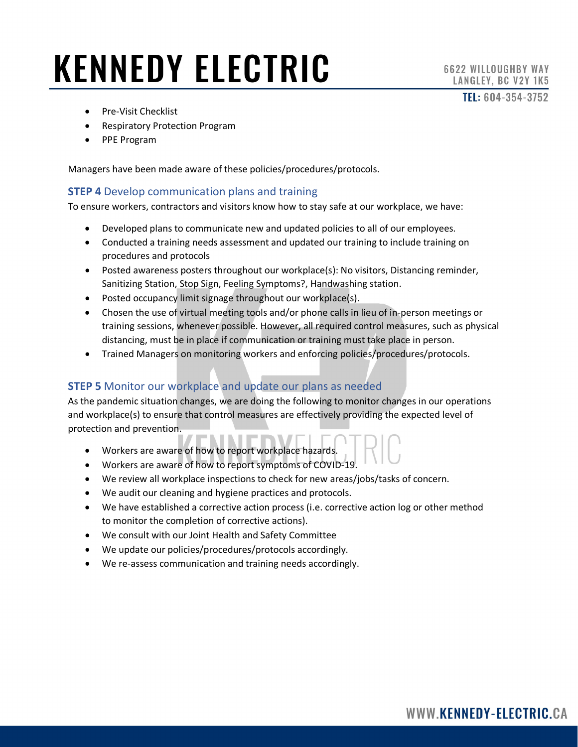- Pre-Visit Checklist
- Respiratory Protection Program
- PPE Program

Managers have been made aware of these policies/procedures/protocols.

### **STEP 4** Develop communication plans and training

To ensure workers, contractors and visitors know how to stay safe at our workplace, we have:

- Developed plans to communicate new and updated policies to all of our employees.
- Conducted a training needs assessment and updated our training to include training on procedures and protocols
- Posted awareness posters throughout our workplace(s): No visitors, Distancing reminder, Sanitizing Station, Stop Sign, Feeling Symptoms?, Handwashing station.
- Posted occupancy limit signage throughout our workplace(s).
- Chosen the use of virtual meeting tools and/or phone calls in lieu of in-person meetings or training sessions, whenever possible. However, all required control measures, such as physical distancing, must be in place if communication or training must take place in person.
- Trained Managers on monitoring workers and enforcing policies/procedures/protocols.

### **STEP 5** Monitor our workplace and update our plans as needed

As the pandemic situation changes, we are doing the following to monitor changes in our operations and workplace(s) to ensure that control measures are effectively providing the expected level of protection and prevention.

- Workers are aware of how to report workplace hazards.
- Workers are aware of how to report symptoms of COVID-19.
- We review all workplace inspections to check for new areas/jobs/tasks of concern.
- We audit our cleaning and hygiene practices and protocols.
- We have established a corrective action process (i.e. corrective action log or other method to monitor the completion of corrective actions).
- We consult with our Joint Health and Safety Committee
- We update our policies/procedures/protocols accordingly.
- We re-assess communication and training needs accordingly.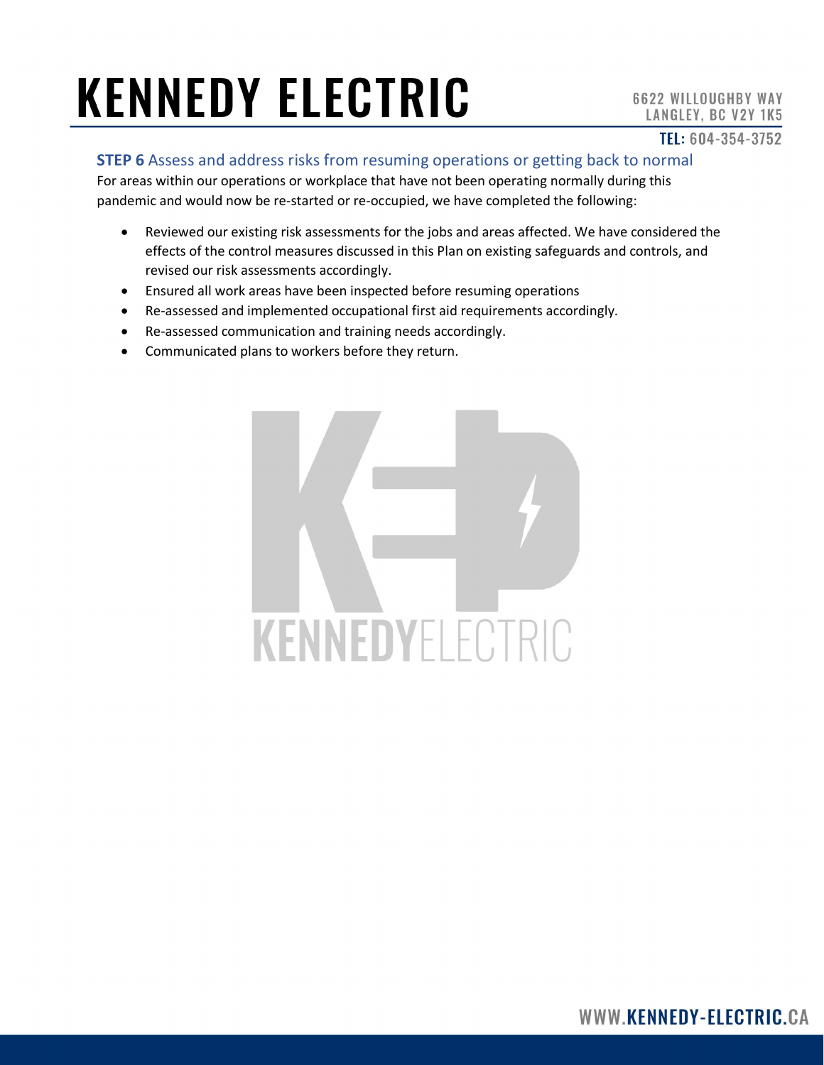### **STEP 6** Assess and address risks from resuming operations or getting back to normal

For areas within our operations or workplace that have not been operating normally during this pandemic and would now be re-started or re-occupied, we have completed the following:

- Reviewed our existing risk assessments for the jobs and areas affected. We have considered the effects of the control measures discussed in this Plan on existing safeguards and controls, and revised our risk assessments accordingly.
- Ensured all work areas have been inspected before resuming operations
- Re-assessed and implemented occupational first aid requirements accordingly.
- Re-assessed communication and training needs accordingly.
- Communicated plans to workers before they return.